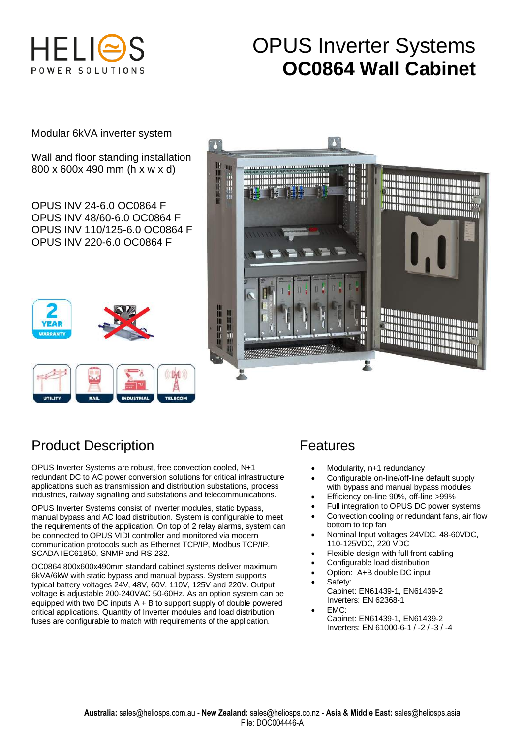# OPUS Inverter Systems
# OC0864 Wall Cabinet

Modular 6kVA inverter system

Wall and floor standing installation
800 x 600x 490 mm (h x w x d)

OPUS INV 24-6.0 OC0864 F
OPUS INV 48/60-6.0 OC0864 F
OPUS INV 110/125-6.0 OC0864 F
OPUS INV 220-6.0 OC0864 F

## Product Description

OPUS Inverter Systems are robust, free convection cooled, N+1 redundant DC to AC power conversion solutions for critical infrastructure applications such as transmission and distribution substations, process industries, railway signalling and substations and telecommunications.

OPUS Inverter Systems consist of inverter modules, static bypass, manual bypass and AC load distribution. System is configurable to meet the requirements of the application. On top of 2 relay alarms, system can be connected to OPUS VIDI controller and monitored via modern communication protocols such as Ethernet TCP/IP, Modbus TCP/IP, SCADA IEC61850, SNMP and RS-232.

OC0864 800x600x490mm standard cabinet systems deliver maximum 6kVA/6kW with static bypass and manual bypass. System supports typical battery voltages 24V, 48V, 60V, 110V, 125V and 220V. Output voltage is adjustable 200-240VAC 50-60Hz. As an option system can be equipped with two DC inputs A + B to support supply of double powered critical applications. Quantity of Inverter modules and load distribution fuses are configurable to match with requirements of the application.

## Features

- Modularity, n+1 redundancy
- Configurable on-line/off-line default supply with bypass and manual bypass modules
- Efficiency on-line 90%, off-line >99%
- Full integration to OPUS DC power systems
- Convection cooling or redundant fans, air flow bottom to top fan
- Nominal Input voltages 24VDC, 48-60VDC, 110-125VDC, 220 VDC
- Flexible design with full front cabling
- Configurable load distribution
- Option: A+B double DC input
- Safety:
  Cabinet: EN61439-1, EN61439-2
  Inverters: EN 62368-1
- EMC:
  Cabinet: EN61439-1, EN61439-2
  Inverters: EN 61000-6-1 / -2 / -3 / -4

**Australia:** sales@heliosps.com.au - **New Zealand:** sales@heliosps.co.nz - **Asia & Middle East:** sales@heliosps.asia
File: DOC004446-A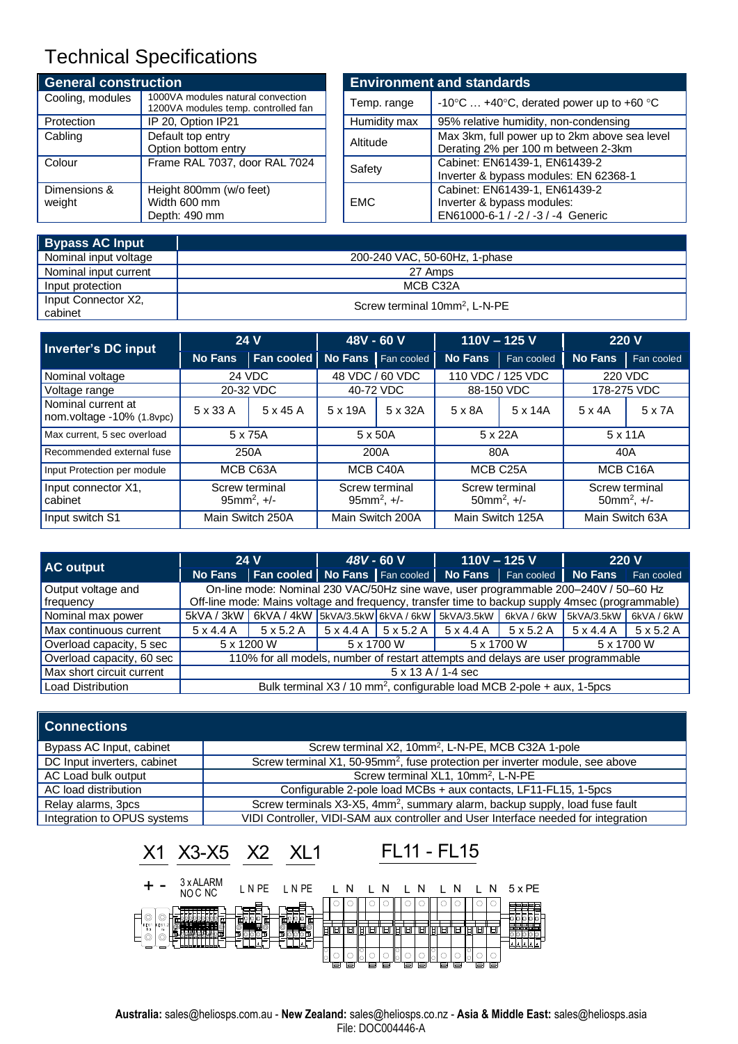# Technical Specifications

| General construction | |
|---|---|
| Cooling, modules | 1000VA modules natural convection<br>1200VA modules temp. controlled fan |
| Protection | IP 20, Option IP21 |
| Cabling | Default top entry<br>Option bottom entry |
| Colour | Frame RAL 7037, door RAL 7024 |
| Dimensions & weight | Height 800mm (w/o feet)<br>Width 600 mm<br>Depth: 490 mm |

| Environment and standards | |
|---|---|
| Temp. range | -10°C … +40°C, derated power up to +60 °C |
| Humidity max | 95% relative humidity, non-condensing |
| Altitude | Max 3km, full power up to 2km above sea level<br>Derating 2% per 100 m between 2-3km |
| Safety | Cabinet: EN61439-1, EN61439-2<br>Inverter & bypass modules: EN 62368-1 |
| EMC | Cabinet: EN61439-1, EN61439-2<br>Inverter & bypass modules:<br>EN61000-6-1 / -2 / -3 / -4 Generic |

| Bypass AC Input | |
|---|---|
| Nominal input voltage | 200-240 VAC, 50-60Hz, 1-phase |
| Nominal input current | 27 Amps |
| Input protection | MCB C32A |
| Input Connector X2, cabinet | Screw terminal 10mm², L-N-PE |

| Inverter's DC input | 24 V | | 48V - 60 V | | 110V – 125 V | | 220 V | |
|---|---|---|---|---|---|---|---|---|
| | No Fans | Fan cooled | No Fans | Fan cooled | No Fans | Fan cooled | No Fans | Fan cooled |
| Nominal voltage | 24 VDC | | 48 VDC / 60 VDC | | 110 VDC / 125 VDC | | 220 VDC | |
| Voltage range | 20-32 VDC | | 40-72 VDC | | 88-150 VDC | | 178-275 VDC | |
| Nominal current at nom.voltage -10% (1.8vpc) | 5 x 33 A | 5 x 45 A | 5 x 19A | 5 x 32A | 5 x 8A | 5 x 14A | 5 x 4A | 5 x 7A |
| Max current, 5 sec overload | 5 x 75A | | 5 x 50A | | 5 x 22A | | 5 x 11A | |
| Recommended external fuse | 250A | | 200A | | 80A | | 40A | |
| Input Protection per module | MCB C63A | | MCB C40A | | MCB C25A | | MCB C16A | |
| Input connector X1, cabinet | Screw terminal 95mm², +/- | | Screw terminal 95mm², +/- | | Screw terminal 50mm², +/- | | Screw terminal 50mm², +/- | |
| Input switch S1 | Main Switch 250A | | Main Switch 200A | | Main Switch 125A | | Main Switch 63A | |

| AC output | 24 V | | *48V* - 60 V | | 110V – 125 V | | 220 V | |
|---|---|---|---|---|---|---|---|---|
| | No Fans | Fan cooled | No Fans | Fan cooled | No Fans | Fan cooled | No Fans | Fan cooled |
| Output voltage and frequency | On-line mode: Nominal 230 VAC/50Hz sine wave, user programmable 200–240V / 50–60 Hz<br>Off-line mode: Mains voltage and frequency, transfer time to backup supply 4msec (programmable) | | | | | | | |
| Nominal max power | 5kVA / 3kW | 6kVA / 4kW | 5kVA/3.5kW | 6kVA / 6kW | 5kVA/3.5kW | 6kVA / 6kW | 5kVA/3.5kW | 6kVA / 6kW |
| Max continuous current | 5 x 4.4 A | 5 x 5.2 A | 5 x 4.4 A | 5 x 5.2 A | 5 x 4.4 A | 5 x 5.2 A | 5 x 4.4 A | 5 x 5.2 A |
| Overload capacity, 5 sec | 5 x 1200 W | | 5 x 1700 W | | 5 x 1700 W | | 5 x 1700 W | |
| Overload capacity, 60 sec | 110% for all models, number of restart attempts and delays are user programmable | | | | | | | |
| Max short circuit current | 5 x 13 A / 1-4 sec | | | | | | | |
| Load Distribution | Bulk terminal X3 / 10 mm², configurable load MCB 2-pole + aux, 1-5pcs | | | | | | | |

| Connections | |
|---|---|
| Bypass AC Input, cabinet | Screw terminal X2, 10mm², L-N-PE, MCB C32A 1-pole |
| DC Input inverters, cabinet | Screw terminal X1, 50-95mm², fuse protection per inverter module, see above |
| AC Load bulk output | Screw terminal XL1, 10mm², L-N-PE |
| AC load distribution | Configurable 2-pole load MCBs + aux contacts, LF11-FL15, 1-5pcs |
| Relay alarms, 3pcs | Screw terminals X3-X5, 4mm², summary alarm, backup supply, load fuse fault |
| Integration to OPUS systems | VIDI Controller, VIDI-SAM aux controller and User Interface needed for integration |

X1 X3-X5 X2 XL1 FL11 - FL15

+ - 3 x ALARM NO C NC L N PE L N PE L N L N L N L N L N 5 x PE

**Australia:** sales@heliosps.com.au - **New Zealand:** sales@heliosps.co.nz - **Asia & Middle East:** sales@heliosps.asia
File: DOC004446-A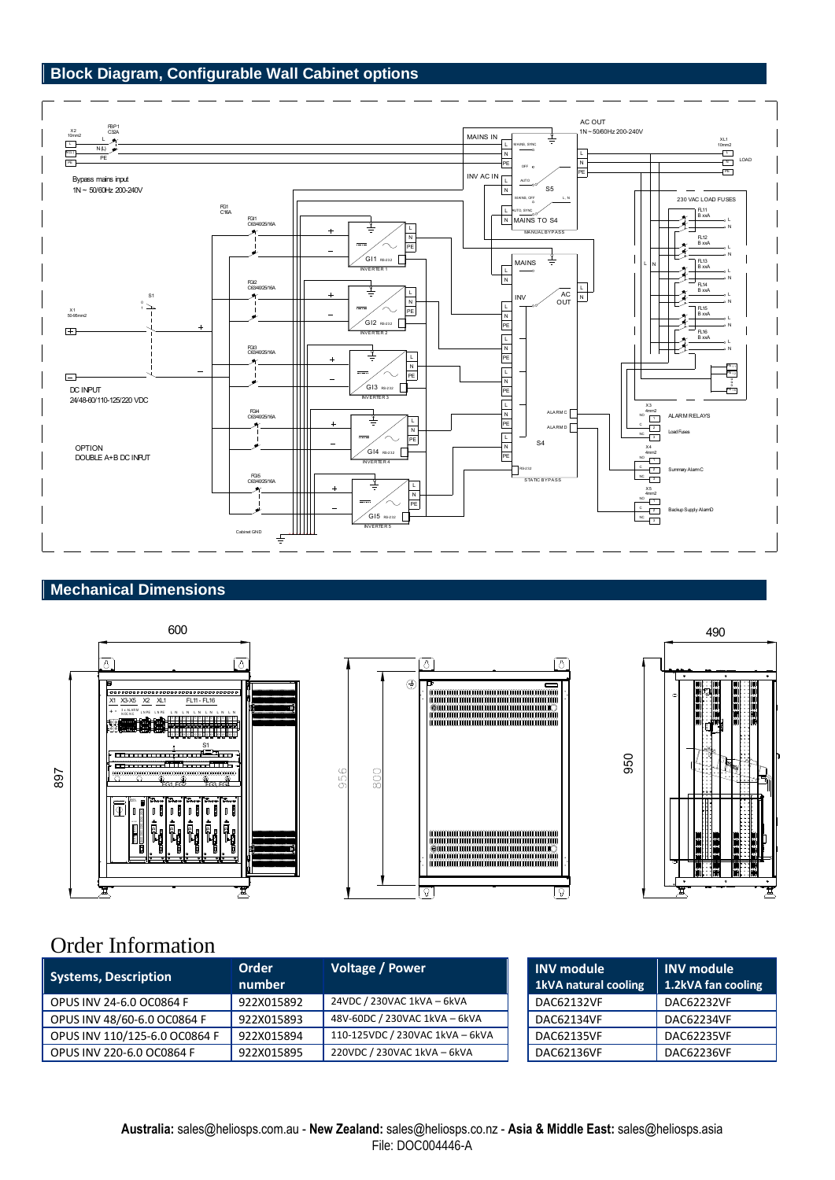## Block Diagram, Configurable Wall Cabinet options

## Mechanical Dimensions

600

897

956

800

490

950

# Order Information

| Systems, Description | Order number | Voltage / Power |
|---|---|---|
| OPUS INV 24-6.0 OC0864 F | 922X015892 | 24VDC / 230VAC 1kVA – 6kVA |
| OPUS INV 48/60-6.0 OC0864 F | 922X015893 | 48V-60DC / 230VAC 1kVA – 6kVA |
| OPUS INV 110/125-6.0 OC0864 F | 922X015894 | 110-125VDC / 230VAC 1kVA – 6kVA |
| OPUS INV 220-6.0 OC0864 F | 922X015895 | 220VDC / 230VAC 1kVA – 6kVA |

| INV module 1kVA natural cooling | INV module 1.2kVA fan cooling |
|---|---|
| DAC62132VF | DAC62232VF |
| DAC62134VF | DAC62234VF |
| DAC62135VF | DAC62235VF |
| DAC62136VF | DAC62236VF |

**Australia:** sales@heliosps.com.au - **New Zealand:** sales@heliosps.co.nz - **Asia & Middle East:** sales@heliosps.asia
File: DOC004446-A